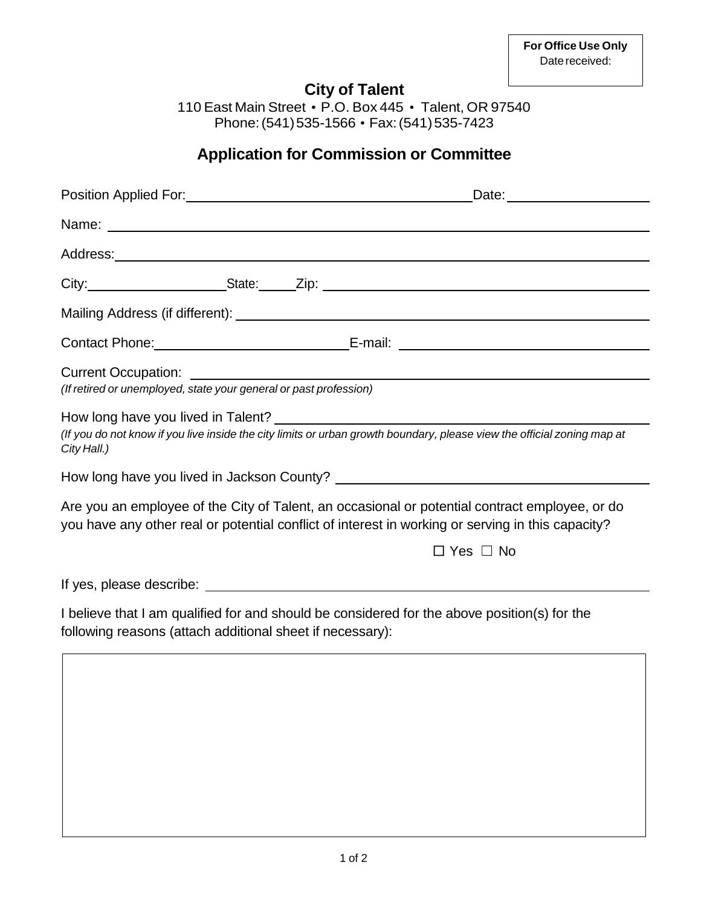**For Office Use Only**
Date received:

# City of Talent

110 East Main Street • P.O. Box 445 • Talent, OR 97540
Phone: (541) 535-1566 • Fax: (541) 535-7423

## Application for Commission or Committee

Position Applied For: ______________________________ Date: ______________

Name: ____________________________________________________________

Address: __________________________________________________________

City: ________________ State: _____ Zip: ___________________________

Mailing Address (if different): _____________________________________

Contact Phone: ____________________ E-mail: ________________________

Current Occupation: ________________________________________________
*(If retired or unemployed, state your general or past profession)*

How long have you lived in Talent? __________________________________
*(If you do not know if you live inside the city limits or urban growth boundary, please view the official zoning map at City Hall.)*

How long have you lived in Jackson County? ___________________________

Are you an employee of the City of Talent, an occasional or potential contract employee, or do you have any other real or potential conflict of interest in working or serving in this capacity?

☐ Yes ☐ No

If yes, please describe: _____________________________________________

I believe that I am qualified for and should be considered for the above position(s) for the following reasons (attach additional sheet if necessary):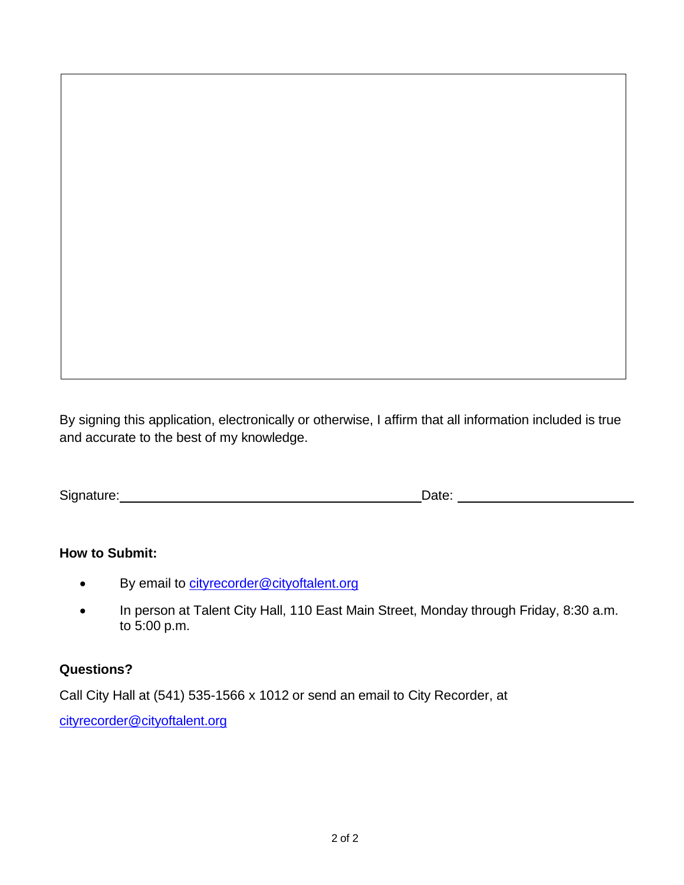By signing this application, electronically or otherwise, I affirm that all information included is true and accurate to the best of my knowledge.

Signature: ____________________________________________ Date: __________________________

**How to Submit:**

- By email to cityrecorder@cityoftalent.org
- In person at Talent City Hall, 110 East Main Street, Monday through Friday, 8:30 a.m. to 5:00 p.m.

**Questions?**

Call City Hall at (541) 535-1566 x 1012 or send an email to City Recorder, at

cityrecorder@cityoftalent.org